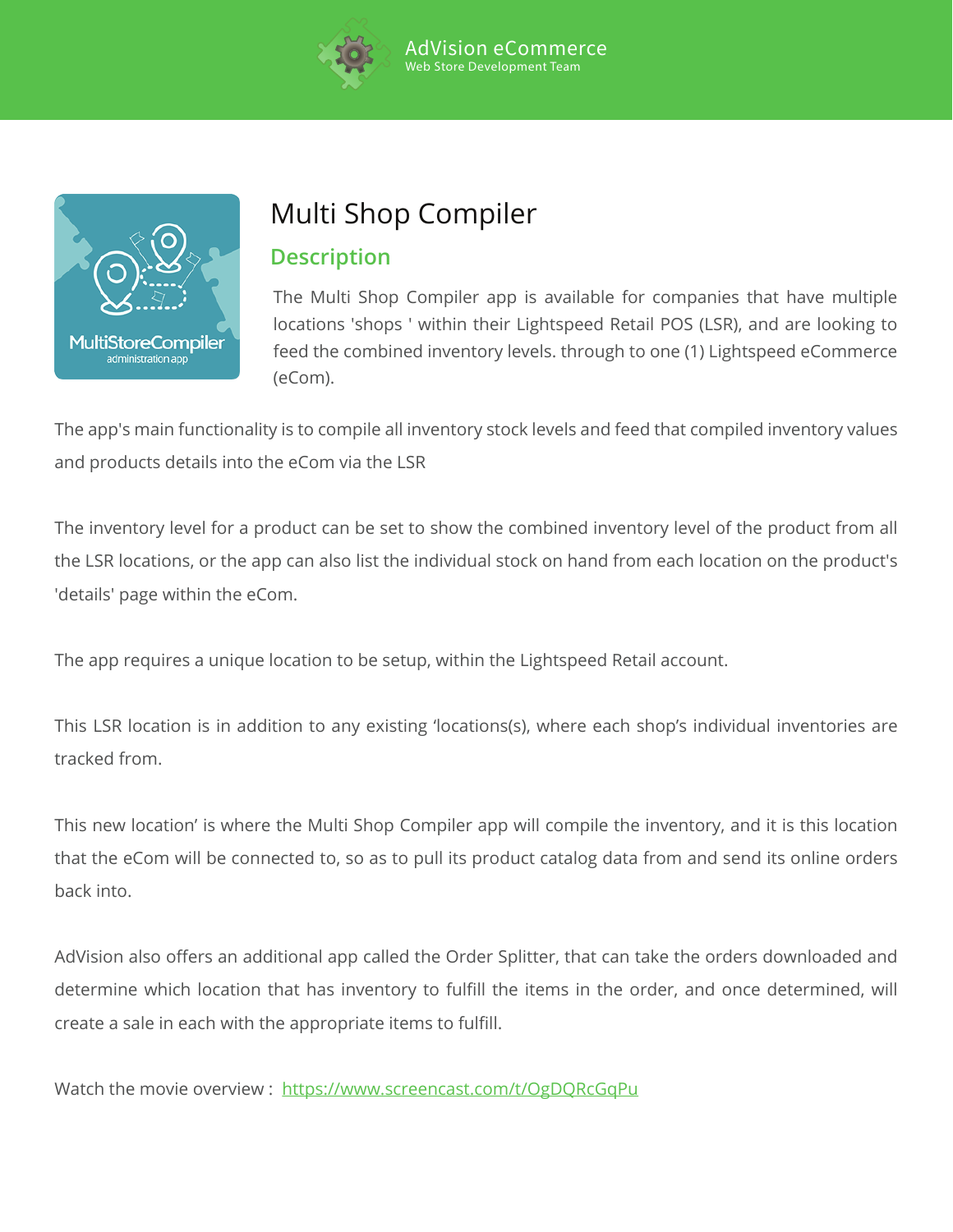AdVision eCommerce
Web Store Development Team

# Multi Shop Compiler

## Description

The Multi Shop Compiler app is available for companies that have multiple locations 'shops ' within their Lightspeed Retail POS (LSR), and are looking to feed the combined inventory levels. through to one (1) Lightspeed eCommerce (eCom).

The app's main functionality is to compile all inventory stock levels and feed that compiled inventory values and products details into the eCom via the LSR

The inventory level for a product can be set to show the combined inventory level of the product from all the LSR locations, or the app can also list the individual stock on hand from each location on the product's 'details' page within the eCom.

The app requires a unique location to be setup, within the Lightspeed Retail account.

This LSR location is in addition to any existing 'locations(s), where each shop's individual inventories are tracked from.

This new location' is where the Multi Shop Compiler app will compile the inventory, and it is this location that the eCom will be connected to, so as to pull its product catalog data from and send its online orders back into.

AdVision also offers an additional app called the Order Splitter, that can take the orders downloaded and determine which location that has inventory to fulfill the items in the order, and once determined, will create a sale in each with the appropriate items to fulfill.

Watch the movie overview : https://www.screencast.com/t/OgDQRcGqPu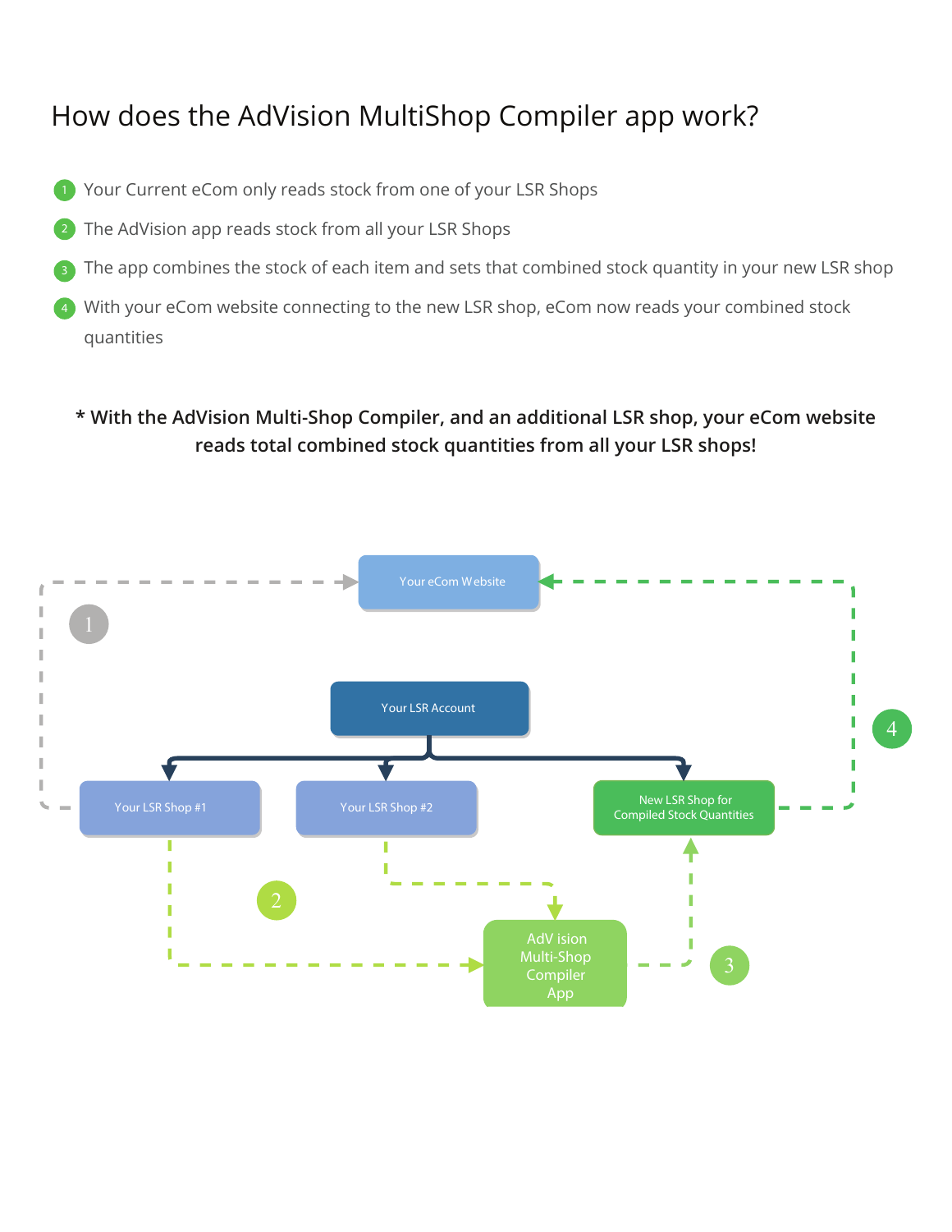# How does the AdVision MultiShop Compiler app work?

1. Your Current eCom only reads stock from one of your LSR Shops
2. The AdVision app reads stock from all your LSR Shops
3. The app combines the stock of each item and sets that combined stock quantity in your new LSR shop
4. With your eCom website connecting to the new LSR shop, eCom now reads your combined stock quantities

**\* With the AdVision Multi-Shop Compiler, and an additional LSR shop, your eCom website reads total combined stock quantities from all your LSR shops!**

Your eCom Website

1

Your LSR Account

4

Your LSR Shop #1

Your LSR Shop #2

New LSR Shop for Compiled Stock Quantities

2

AdV ision Multi-Shop Compiler App

3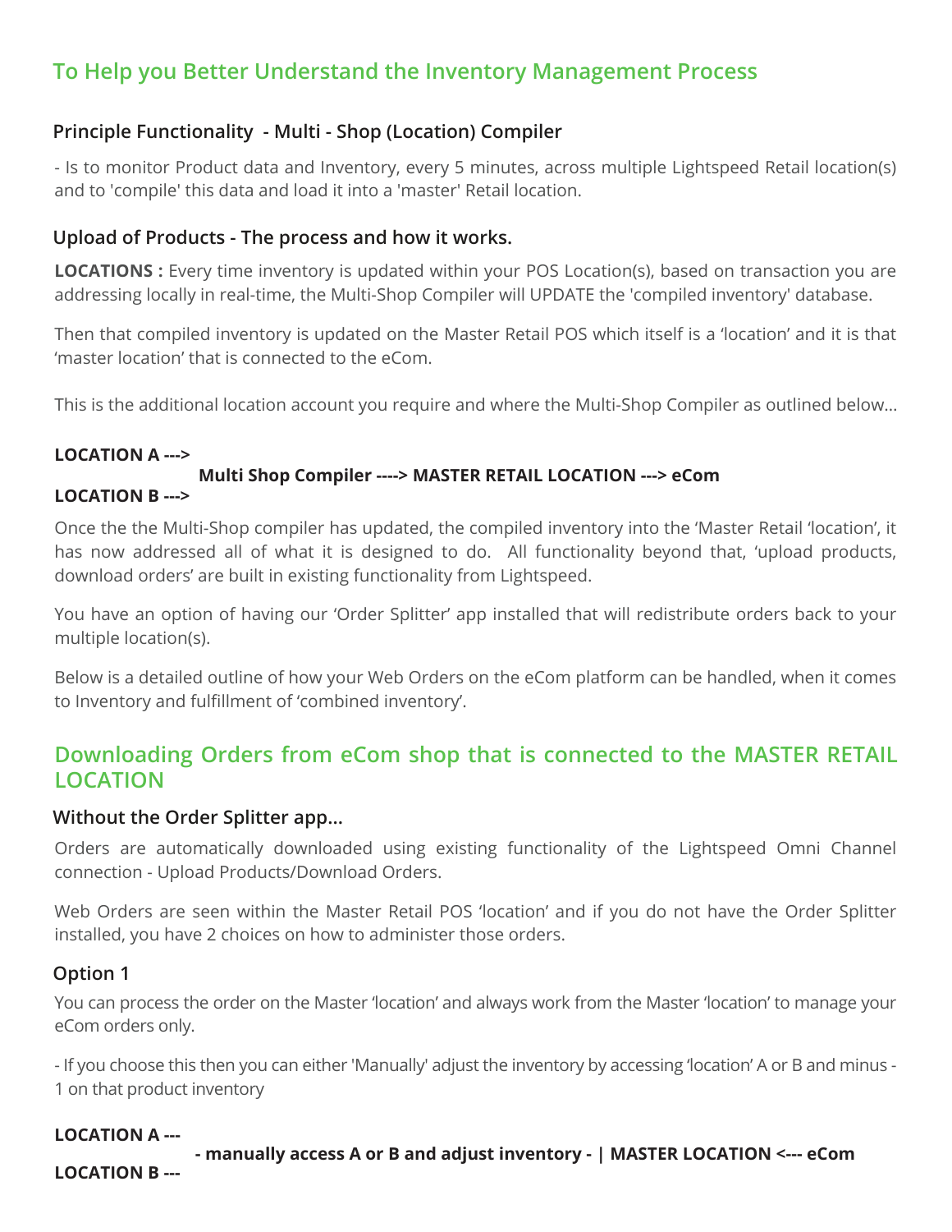## To Help you Better Understand the Inventory Management Process

### Principle Functionality - Multi - Shop (Location) Compiler

- Is to monitor Product data and Inventory, every 5 minutes, across multiple Lightspeed Retail location(s) and to 'compile' this data and load it into a 'master' Retail location.

### Upload of Products - The process and how it works.

**LOCATIONS :** Every time inventory is updated within your POS Location(s), based on transaction you are addressing locally in real-time, the Multi-Shop Compiler will UPDATE the 'compiled inventory' database.

Then that compiled inventory is updated on the Master Retail POS which itself is a 'location' and it is that 'master location' that is connected to the eCom.

This is the additional location account you require and where the Multi-Shop Compiler as outlined below...

**LOCATION A --->**
**Multi Shop Compiler ----> MASTER RETAIL LOCATION ---> eCom**
**LOCATION B --->**

Once the the Multi-Shop compiler has updated, the compiled inventory into the 'Master Retail 'location', it has now addressed all of what it is designed to do. All functionality beyond that, 'upload products, download orders' are built in existing functionality from Lightspeed.

You have an option of having our 'Order Splitter' app installed that will redistribute orders back to your multiple location(s).

Below is a detailed outline of how your Web Orders on the eCom platform can be handled, when it comes to Inventory and fulfillment of 'combined inventory'.

## Downloading Orders from eCom shop that is connected to the MASTER RETAIL LOCATION

### Without the Order Splitter app...

Orders are automatically downloaded using existing functionality of the Lightspeed Omni Channel connection - Upload Products/Download Orders.

Web Orders are seen within the Master Retail POS 'location' and if you do not have the Order Splitter installed, you have 2 choices on how to administer those orders.

### Option 1

You can process the order on the Master 'location' and always work from the Master 'location' to manage your eCom orders only.

- If you choose this then you can either 'Manually' adjust the inventory by accessing 'location' A or B and minus - 1 on that product inventory

**LOCATION A ---**
**- manually access A or B and adjust inventory - | MASTER LOCATION <--- eCom**
**LOCATION B ---**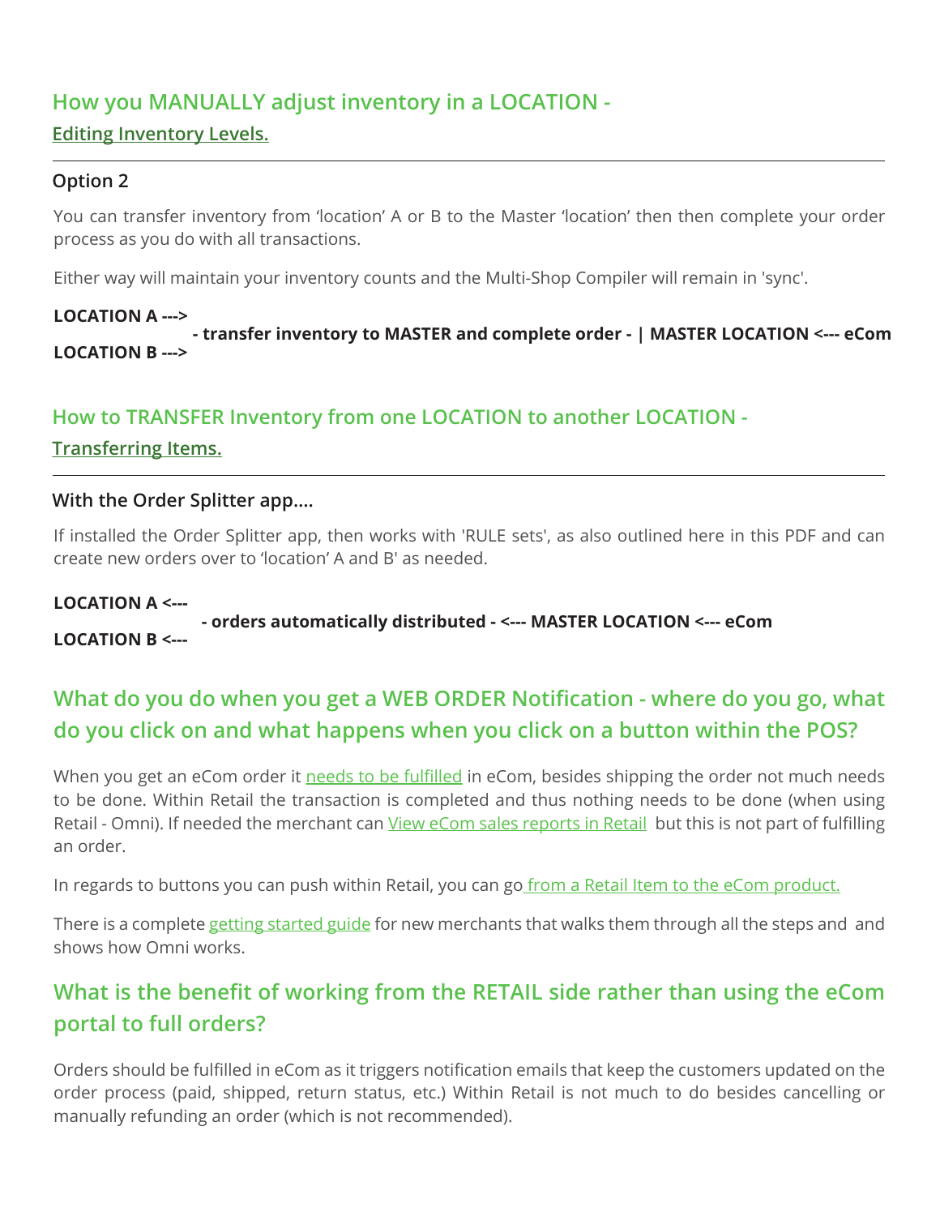## How you MANUALLY adjust inventory in a LOCATION -

### Editing Inventory Levels.

---

### Option 2

You can transfer inventory from 'location' A or B to the Master 'location' then then complete your order process as you do with all transactions.

Either way will maintain your inventory counts and the Multi-Shop Compiler will remain in 'sync'.

**LOCATION A --->**
**- transfer inventory to MASTER and complete order - | MASTER LOCATION <--- eCom**
**LOCATION B --->**

## How to TRANSFER Inventory from one LOCATION to another LOCATION -

### Transferring Items.

---

### With the Order Splitter app....

If installed the Order Splitter app, then works with 'RULE sets', as also outlined here in this PDF and can create new orders over to 'location' A and B' as needed.

**LOCATION A <---**
**- orders automatically distributed - <--- MASTER LOCATION <--- eCom**
**LOCATION B <---**

## What do you do when you get a WEB ORDER Notification - where do you go, what do you click on and what happens when you click on a button within the POS?

When you get an eCom order it needs to be fulfilled in eCom, besides shipping the order not much needs to be done. Within Retail the transaction is completed and thus nothing needs to be done (when using Retail - Omni). If needed the merchant can View eCom sales reports in Retail but this is not part of fulfilling an order.

In regards to buttons you can push within Retail, you can go from a Retail Item to the eCom product.

There is a complete getting started guide for new merchants that walks them through all the steps and and shows how Omni works.

## What is the benefit of working from the RETAIL side rather than using the eCom portal to full orders?

Orders should be fulfilled in eCom as it triggers notification emails that keep the customers updated on the order process (paid, shipped, return status, etc.) Within Retail is not much to do besides cancelling or manually refunding an order (which is not recommended).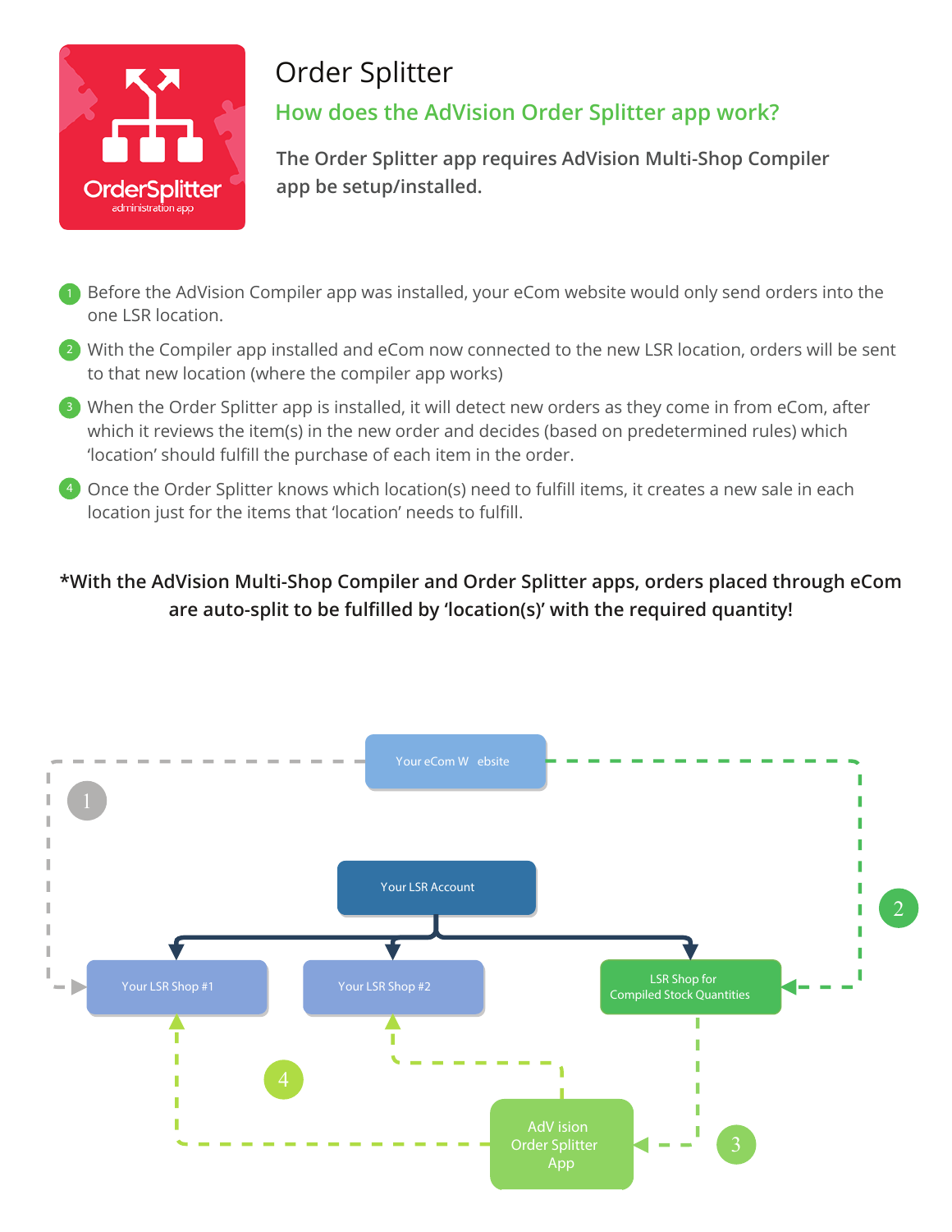# Order Splitter

## How does the AdVision Order Splitter app work?

**The Order Splitter app requires AdVision Multi-Shop Compiler app be setup/installed.**

1. Before the AdVision Compiler app was installed, your eCom website would only send orders into the one LSR location.
2. With the Compiler app installed and eCom now connected to the new LSR location, orders will be sent to that new location (where the compiler app works)
3. When the Order Splitter app is installed, it will detect new orders as they come in from eCom, after which it reviews the item(s) in the new order and decides (based on predetermined rules) which 'location' should fulfill the purchase of each item in the order.
4. Once the Order Splitter knows which location(s) need to fulfill items, it creates a new sale in each location just for the items that 'location' needs to fulfill.

**\*With the AdVision Multi-Shop Compiler and Order Splitter apps, orders placed through eCom are auto-split to be fulfilled by 'location(s)' with the required quantity!**

Your eCom Website

1

Your LSR Account

2

Your LSR Shop #1

Your LSR Shop #2

LSR Shop for Compiled Stock Quantities

4

AdVision Order Splitter App

3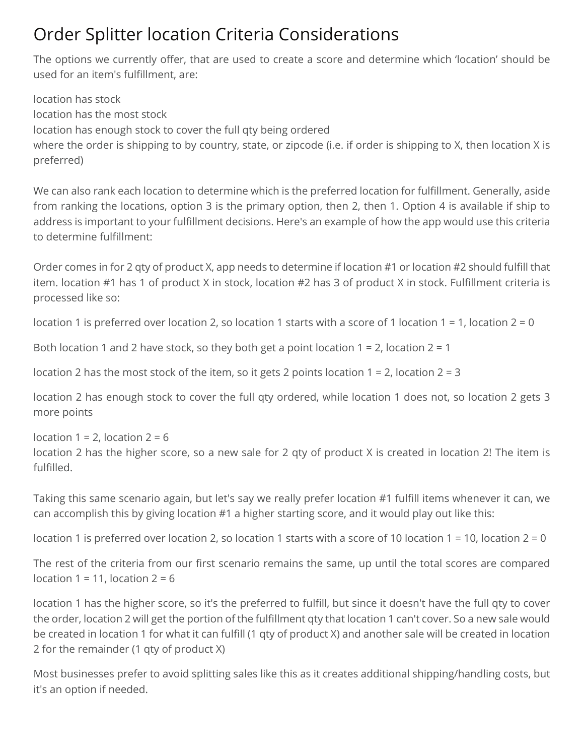# Order Splitter location Criteria Considerations

The options we currently offer, that are used to create a score and determine which 'location' should be used for an item's fulfillment, are:

location has stock
location has the most stock
location has enough stock to cover the full qty being ordered
where the order is shipping to by country, state, or zipcode (i.e. if order is shipping to X, then location X is preferred)

We can also rank each location to determine which is the preferred location for fulfillment. Generally, aside from ranking the locations, option 3 is the primary option, then 2, then 1. Option 4 is available if ship to address is important to your fulfillment decisions. Here's an example of how the app would use this criteria to determine fulfillment:

Order comes in for 2 qty of product X, app needs to determine if location #1 or location #2 should fulfill that item. location #1 has 1 of product X in stock, location #2 has 3 of product X in stock. Fulfillment criteria is processed like so:

location 1 is preferred over location 2, so location 1 starts with a score of 1 location 1 = 1, location 2 = 0

Both location 1 and 2 have stock, so they both get a point location 1 = 2, location 2 = 1

location 2 has the most stock of the item, so it gets 2 points location 1 = 2, location 2 = 3

location 2 has enough stock to cover the full qty ordered, while location 1 does not, so location 2 gets 3 more points

location 1 = 2, location 2 = 6
location 2 has the higher score, so a new sale for 2 qty of product X is created in location 2! The item is fulfilled.

Taking this same scenario again, but let's say we really prefer location #1 fulfill items whenever it can, we can accomplish this by giving location #1 a higher starting score, and it would play out like this:

location 1 is preferred over location 2, so location 1 starts with a score of 10 location 1 = 10, location 2 = 0

The rest of the criteria from our first scenario remains the same, up until the total scores are compared location 1 = 11, location 2 = 6

location 1 has the higher score, so it's the preferred to fulfill, but since it doesn't have the full qty to cover the order, location 2 will get the portion of the fulfillment qty that location 1 can't cover. So a new sale would be created in location 1 for what it can fulfill (1 qty of product X) and another sale will be created in location 2 for the remainder (1 qty of product X)

Most businesses prefer to avoid splitting sales like this as it creates additional shipping/handling costs, but it's an option if needed.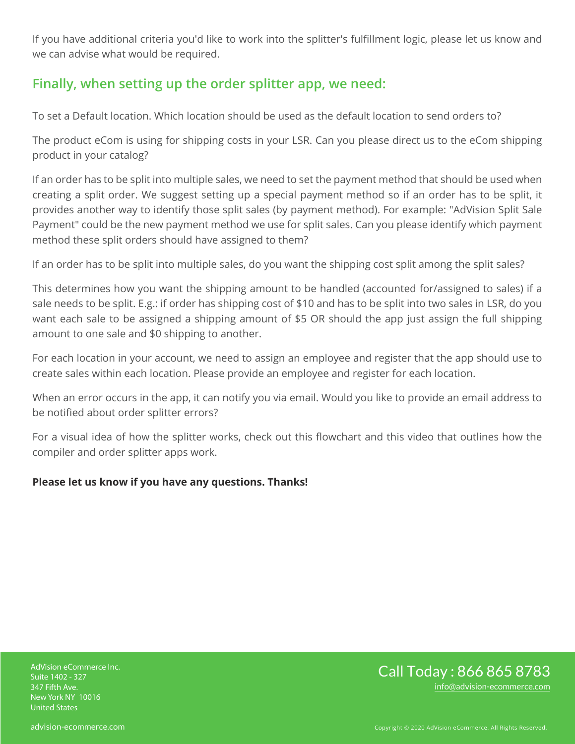If you have additional criteria you'd like to work into the splitter's fulfillment logic, please let us know and we can advise what would be required.

## Finally, when setting up the order splitter app, we need:

To set a Default location. Which location should be used as the default location to send orders to?

The product eCom is using for shipping costs in your LSR. Can you please direct us to the eCom shipping product in your catalog?

If an order has to be split into multiple sales, we need to set the payment method that should be used when creating a split order. We suggest setting up a special payment method so if an order has to be split, it provides another way to identify those split sales (by payment method). For example: "AdVision Split Sale Payment" could be the new payment method we use for split sales. Can you please identify which payment method these split orders should have assigned to them?

If an order has to be split into multiple sales, do you want the shipping cost split among the split sales?

This determines how you want the shipping amount to be handled (accounted for/assigned to sales) if a sale needs to be split. E.g.: if order has shipping cost of $10 and has to be split into two sales in LSR, do you want each sale to be assigned a shipping amount of $5 OR should the app just assign the full shipping amount to one sale and $0 shipping to another.

For each location in your account, we need to assign an employee and register that the app should use to create sales within each location. Please provide an employee and register for each location.

When an error occurs in the app, it can notify you via email. Would you like to provide an email address to be notified about order splitter errors?

For a visual idea of how the splitter works, check out this flowchart and this video that outlines how the compiler and order splitter apps work.

**Please let us know if you have any questions. Thanks!**

AdVision eCommerce Inc.
Suite 1402 - 327
347 Fifth Ave.
New York NY 10016
United States

advision-ecommerce.com

Call Today : 866 865 8783
info@advision-ecommerce.com

Copyright © 2020 AdVision eCommerce. All Rights Reserved.